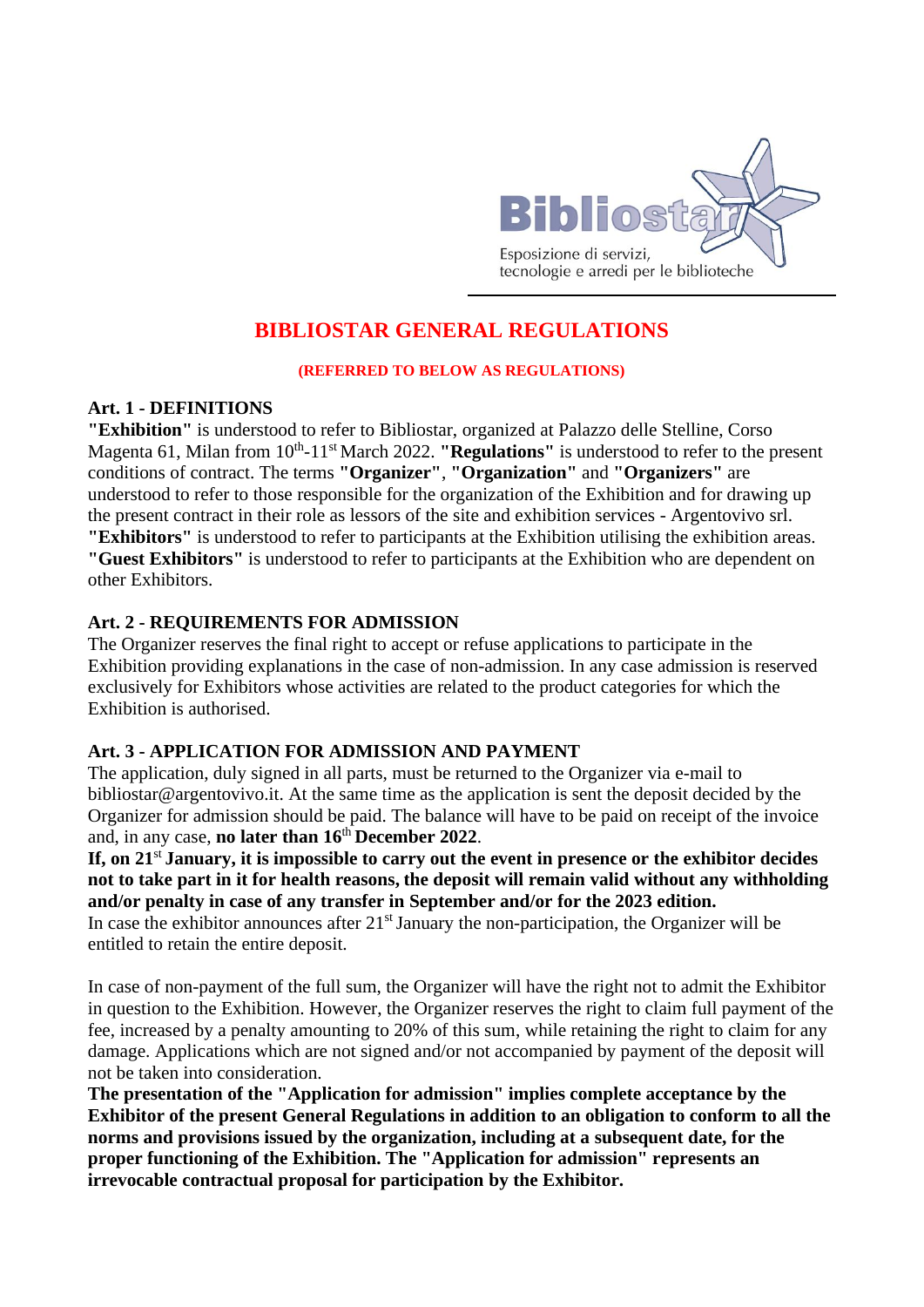Bibliostar

Esposizione di servizi, tecnologie e arredi per le biblioteche

# BIBLIOSTAR GENERAL REGULATIONS

**(REFERRED TO BELOW AS REGULATIONS)**

## Art. 1 - DEFINITIONS

**"Exhibition"** is understood to refer to Bibliostar, organized at Palazzo delle Stelline, Corso Magenta 61, Milan from 10th-11st March 2022. **"Regulations"** is understood to refer to the present conditions of contract. The terms **"Organizer"**, **"Organization"** and **"Organizers"** are understood to refer to those responsible for the organization of the Exhibition and for drawing up the present contract in their role as lessors of the site and exhibition services - Argentovivo srl. **"Exhibitors"** is understood to refer to participants at the Exhibition utilising the exhibition areas. **"Guest Exhibitors"** is understood to refer to participants at the Exhibition who are dependent on other Exhibitors.

## Art. 2 - REQUIREMENTS FOR ADMISSION

The Organizer reserves the final right to accept or refuse applications to participate in the Exhibition providing explanations in the case of non-admission. In any case admission is reserved exclusively for Exhibitors whose activities are related to the product categories for which the Exhibition is authorised.

## Art. 3 - APPLICATION FOR ADMISSION AND PAYMENT

The application, duly signed in all parts, must be returned to the Organizer via e-mail to bibliostar@argentovivo.it. At the same time as the application is sent the deposit decided by the Organizer for admission should be paid. The balance will have to be paid on receipt of the invoice and, in any case, **no later than 16th December 2022**.

**If, on 21st January, it is impossible to carry out the event in presence or the exhibitor decides not to take part in it for health reasons, the deposit will remain valid without any withholding and/or penalty in case of any transfer in September and/or for the 2023 edition.**

In case the exhibitor announces after 21st January the non-participation, the Organizer will be entitled to retain the entire deposit.

In case of non-payment of the full sum, the Organizer will have the right not to admit the Exhibitor in question to the Exhibition. However, the Organizer reserves the right to claim full payment of the fee, increased by a penalty amounting to 20% of this sum, while retaining the right to claim for any damage. Applications which are not signed and/or not accompanied by payment of the deposit will not be taken into consideration.

**The presentation of the "Application for admission" implies complete acceptance by the Exhibitor of the present General Regulations in addition to an obligation to conform to all the norms and provisions issued by the organization, including at a subsequent date, for the proper functioning of the Exhibition. The "Application for admission" represents an irrevocable contractual proposal for participation by the Exhibitor.**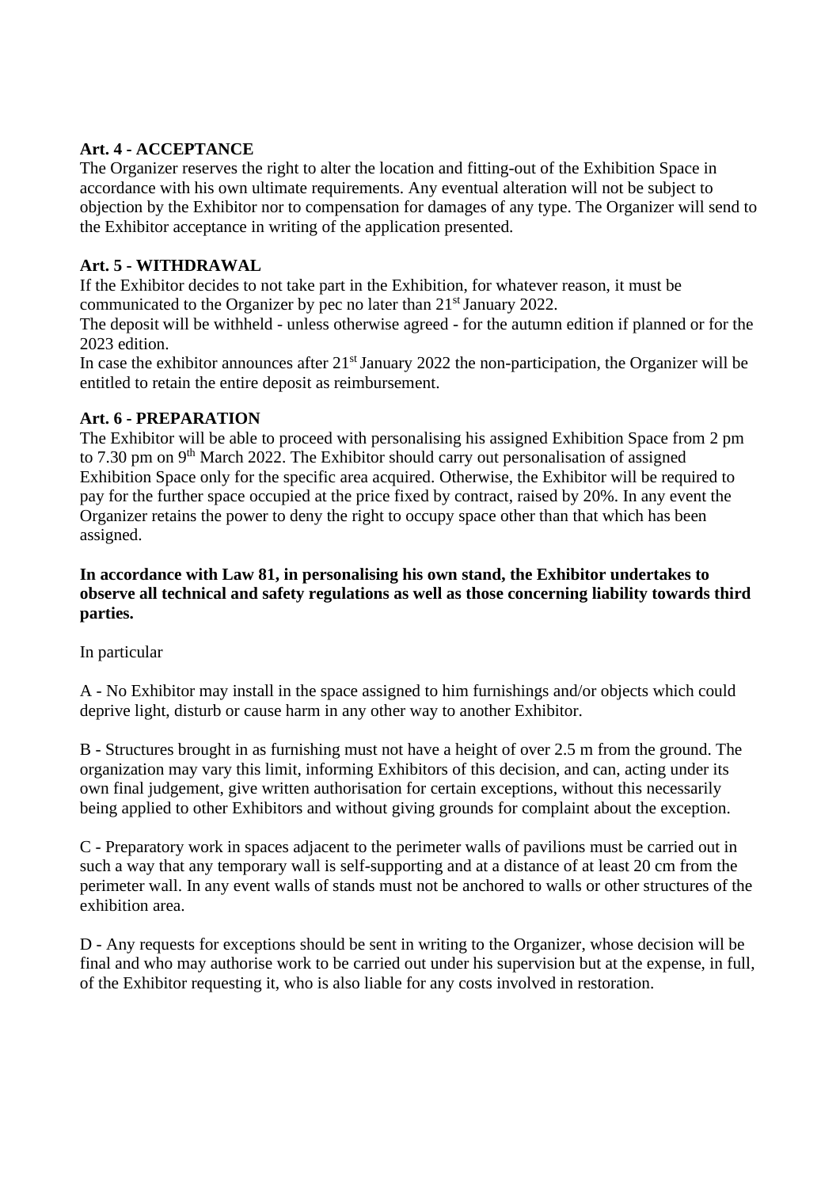**Art. 4 - ACCEPTANCE**

The Organizer reserves the right to alter the location and fitting-out of the Exhibition Space in accordance with his own ultimate requirements. Any eventual alteration will not be subject to objection by the Exhibitor nor to compensation for damages of any type. The Organizer will send to the Exhibitor acceptance in writing of the application presented.

**Art. 5 - WITHDRAWAL**

If the Exhibitor decides to not take part in the Exhibition, for whatever reason, it must be communicated to the Organizer by pec no later than 21st January 2022.

The deposit will be withheld - unless otherwise agreed - for the autumn edition if planned or for the 2023 edition.

In case the exhibitor announces after 21st January 2022 the non-participation, the Organizer will be entitled to retain the entire deposit as reimbursement.

**Art. 6 - PREPARATION**

The Exhibitor will be able to proceed with personalising his assigned Exhibition Space from 2 pm to 7.30 pm on 9th March 2022. The Exhibitor should carry out personalisation of assigned Exhibition Space only for the specific area acquired. Otherwise, the Exhibitor will be required to pay for the further space occupied at the price fixed by contract, raised by 20%. In any event the Organizer retains the power to deny the right to occupy space other than that which has been assigned.

**In accordance with Law 81, in personalising his own stand, the Exhibitor undertakes to observe all technical and safety regulations as well as those concerning liability towards third parties.**

In particular

A - No Exhibitor may install in the space assigned to him furnishings and/or objects which could deprive light, disturb or cause harm in any other way to another Exhibitor.

B - Structures brought in as furnishing must not have a height of over 2.5 m from the ground. The organization may vary this limit, informing Exhibitors of this decision, and can, acting under its own final judgement, give written authorisation for certain exceptions, without this necessarily being applied to other Exhibitors and without giving grounds for complaint about the exception.

C - Preparatory work in spaces adjacent to the perimeter walls of pavilions must be carried out in such a way that any temporary wall is self-supporting and at a distance of at least 20 cm from the perimeter wall. In any event walls of stands must not be anchored to walls or other structures of the exhibition area.

D - Any requests for exceptions should be sent in writing to the Organizer, whose decision will be final and who may authorise work to be carried out under his supervision but at the expense, in full, of the Exhibitor requesting it, who is also liable for any costs involved in restoration.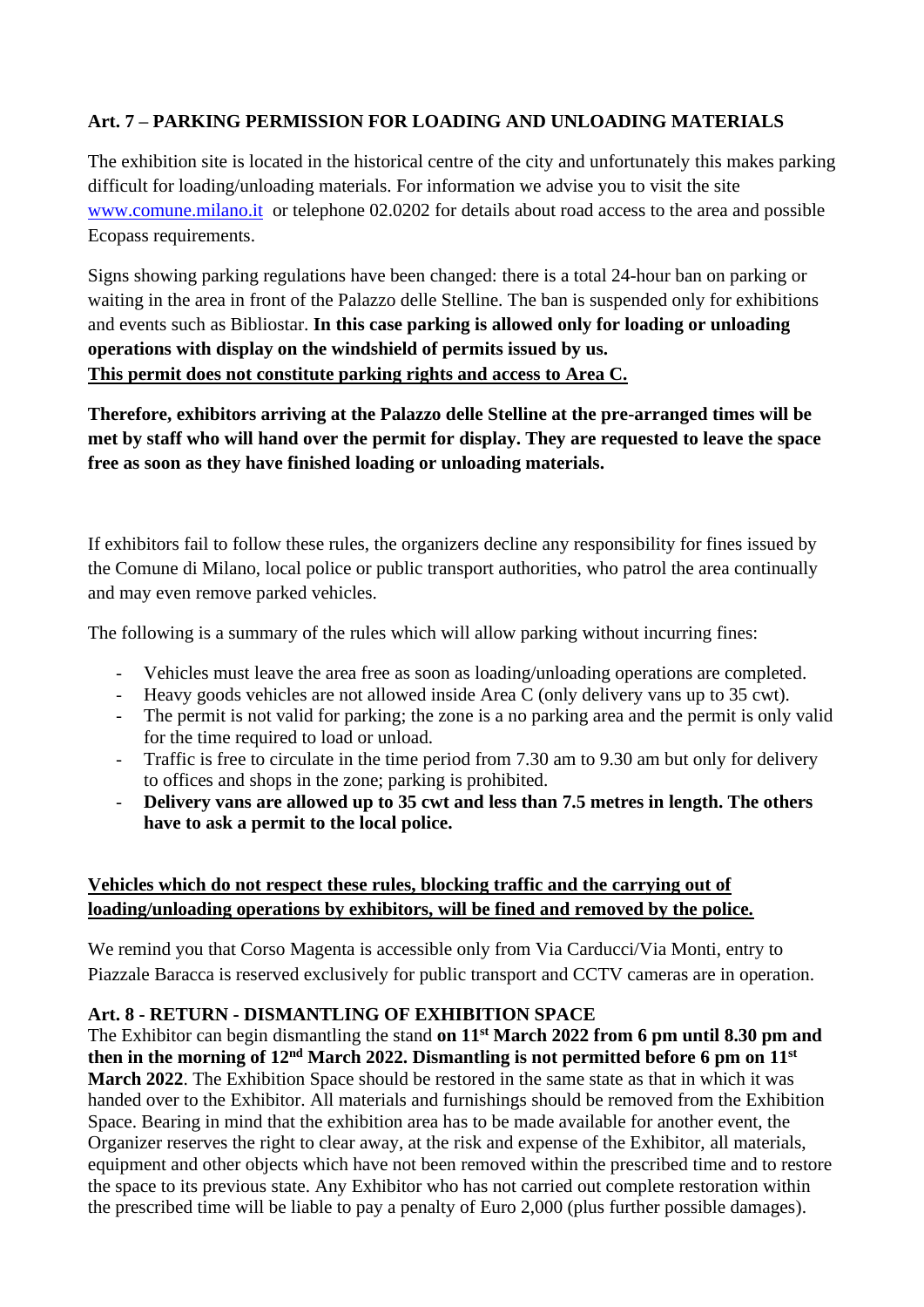## Art. 7 – PARKING PERMISSION FOR LOADING AND UNLOADING MATERIALS

The exhibition site is located in the historical centre of the city and unfortunately this makes parking difficult for loading/unloading materials. For information we advise you to visit the site www.comune.milano.it or telephone 02.0202 for details about road access to the area and possible Ecopass requirements.

Signs showing parking regulations have been changed: there is a total 24-hour ban on parking or waiting in the area in front of the Palazzo delle Stelline. The ban is suspended only for exhibitions and events such as Bibliostar. **In this case parking is allowed only for loading or unloading operations with display on the windshield of permits issued by us.**
**<u>This permit does not constitute parking rights and access to Area C.</u>**

**Therefore, exhibitors arriving at the Palazzo delle Stelline at the pre-arranged times will be met by staff who will hand over the permit for display. They are requested to leave the space free as soon as they have finished loading or unloading materials.**

If exhibitors fail to follow these rules, the organizers decline any responsibility for fines issued by the Comune di Milano, local police or public transport authorities, who patrol the area continually and may even remove parked vehicles.

The following is a summary of the rules which will allow parking without incurring fines:

- Vehicles must leave the area free as soon as loading/unloading operations are completed.
- Heavy goods vehicles are not allowed inside Area C (only delivery vans up to 35 cwt).
- The permit is not valid for parking; the zone is a no parking area and the permit is only valid for the time required to load or unload.
- Traffic is free to circulate in the time period from 7.30 am to 9.30 am but only for delivery to offices and shops in the zone; parking is prohibited.
- **Delivery vans are allowed up to 35 cwt and less than 7.5 metres in length. The others have to ask a permit to the local police.**

**<u>Vehicles which do not respect these rules, blocking traffic and the carrying out of loading/unloading operations by exhibitors, will be fined and removed by the police.</u>**

We remind you that Corso Magenta is accessible only from Via Carducci/Via Monti, entry to Piazzale Baracca is reserved exclusively for public transport and CCTV cameras are in operation.

## Art. 8 - RETURN - DISMANTLING OF EXHIBITION SPACE

The Exhibitor can begin dismantling the stand **on 11st March 2022 from 6 pm until 8.30 pm and then in the morning of 12nd March 2022. Dismantling is not permitted before 6 pm on 11st March 2022**. The Exhibition Space should be restored in the same state as that in which it was handed over to the Exhibitor. All materials and furnishings should be removed from the Exhibition Space. Bearing in mind that the exhibition area has to be made available for another event, the Organizer reserves the right to clear away, at the risk and expense of the Exhibitor, all materials, equipment and other objects which have not been removed within the prescribed time and to restore the space to its previous state. Any Exhibitor who has not carried out complete restoration within the prescribed time will be liable to pay a penalty of Euro 2,000 (plus further possible damages).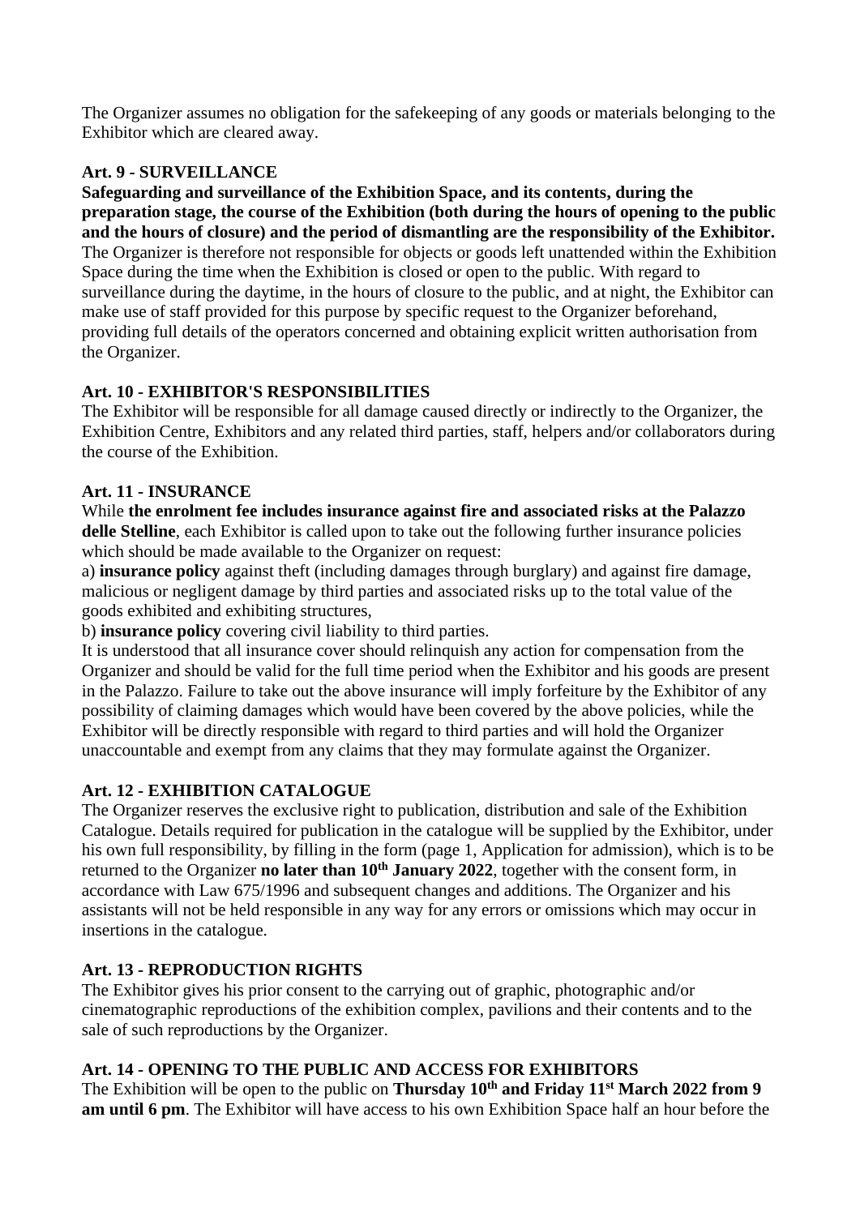The Organizer assumes no obligation for the safekeeping of any goods or materials belonging to the Exhibitor which are cleared away.

**Art. 9 - SURVEILLANCE**

**Safeguarding and surveillance of the Exhibition Space, and its contents, during the preparation stage, the course of the Exhibition (both during the hours of opening to the public and the hours of closure) and the period of dismantling are the responsibility of the Exhibitor.** The Organizer is therefore not responsible for objects or goods left unattended within the Exhibition Space during the time when the Exhibition is closed or open to the public. With regard to surveillance during the daytime, in the hours of closure to the public, and at night, the Exhibitor can make use of staff provided for this purpose by specific request to the Organizer beforehand, providing full details of the operators concerned and obtaining explicit written authorisation from the Organizer.

**Art. 10 - EXHIBITOR'S RESPONSIBILITIES**

The Exhibitor will be responsible for all damage caused directly or indirectly to the Organizer, the Exhibition Centre, Exhibitors and any related third parties, staff, helpers and/or collaborators during the course of the Exhibition.

**Art. 11 - INSURANCE**

While **the enrolment fee includes insurance against fire and associated risks at the Palazzo delle Stelline**, each Exhibitor is called upon to take out the following further insurance policies which should be made available to the Organizer on request:

a) **insurance policy** against theft (including damages through burglary) and against fire damage, malicious or negligent damage by third parties and associated risks up to the total value of the goods exhibited and exhibiting structures,

b) **insurance policy** covering civil liability to third parties.

It is understood that all insurance cover should relinquish any action for compensation from the Organizer and should be valid for the full time period when the Exhibitor and his goods are present in the Palazzo. Failure to take out the above insurance will imply forfeiture by the Exhibitor of any possibility of claiming damages which would have been covered by the above policies, while the Exhibitor will be directly responsible with regard to third parties and will hold the Organizer unaccountable and exempt from any claims that they may formulate against the Organizer.

**Art. 12 - EXHIBITION CATALOGUE**

The Organizer reserves the exclusive right to publication, distribution and sale of the Exhibition Catalogue. Details required for publication in the catalogue will be supplied by the Exhibitor, under his own full responsibility, by filling in the form (page 1, Application for admission), which is to be returned to the Organizer **no later than 10th January 2022**, together with the consent form, in accordance with Law 675/1996 and subsequent changes and additions. The Organizer and his assistants will not be held responsible in any way for any errors or omissions which may occur in insertions in the catalogue.

**Art. 13 - REPRODUCTION RIGHTS**

The Exhibitor gives his prior consent to the carrying out of graphic, photographic and/or cinematographic reproductions of the exhibition complex, pavilions and their contents and to the sale of such reproductions by the Organizer.

**Art. 14 - OPENING TO THE PUBLIC AND ACCESS FOR EXHIBITORS**

The Exhibition will be open to the public on **Thursday 10th and Friday 11st March 2022 from 9 am until 6 pm**. The Exhibitor will have access to his own Exhibition Space half an hour before the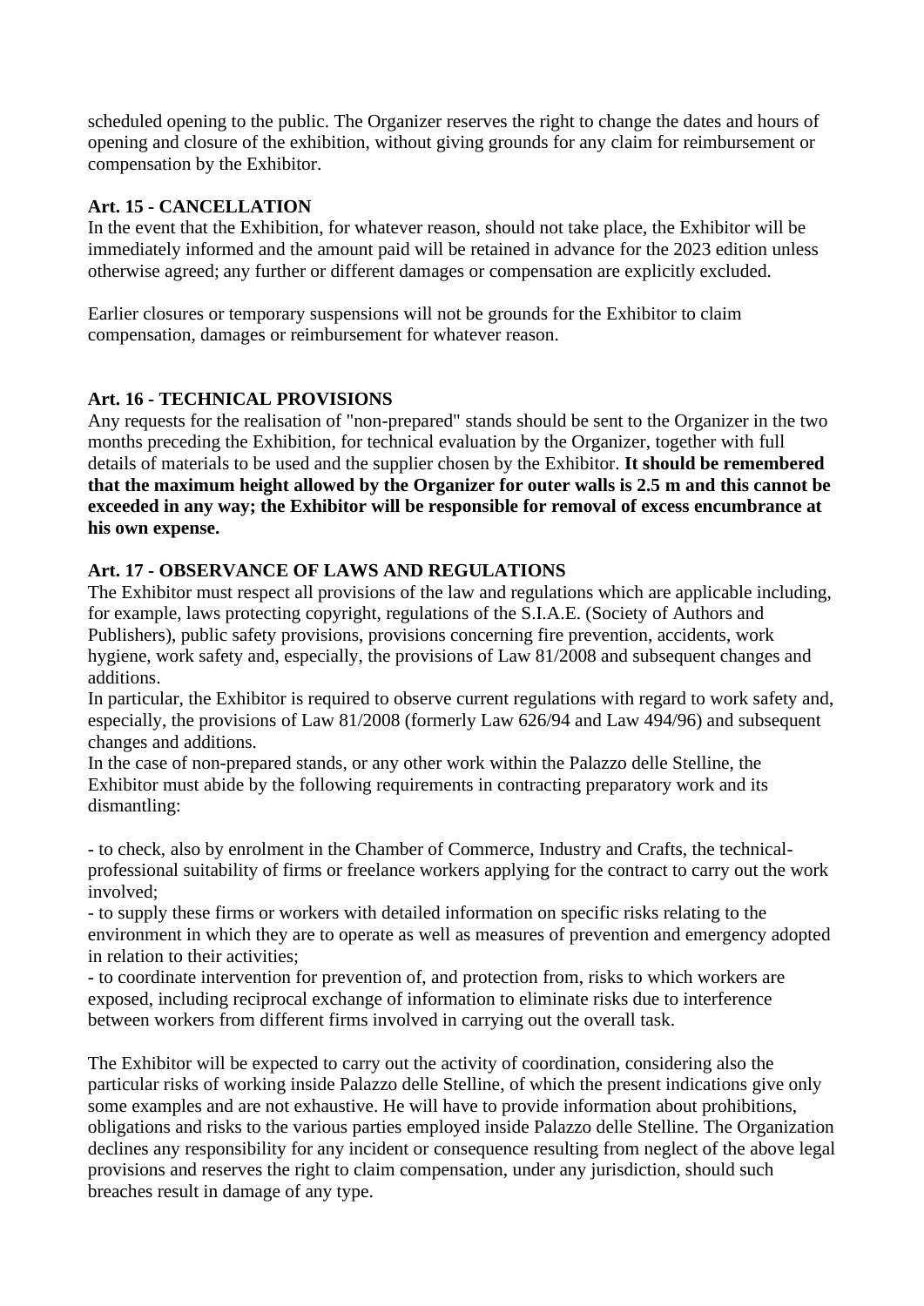scheduled opening to the public. The Organizer reserves the right to change the dates and hours of opening and closure of the exhibition, without giving grounds for any claim for reimbursement or compensation by the Exhibitor.

**Art. 15 - CANCELLATION**

In the event that the Exhibition, for whatever reason, should not take place, the Exhibitor will be immediately informed and the amount paid will be retained in advance for the 2023 edition unless otherwise agreed; any further or different damages or compensation are explicitly excluded.

Earlier closures or temporary suspensions will not be grounds for the Exhibitor to claim compensation, damages or reimbursement for whatever reason.

**Art. 16 - TECHNICAL PROVISIONS**

Any requests for the realisation of "non-prepared" stands should be sent to the Organizer in the two months preceding the Exhibition, for technical evaluation by the Organizer, together with full details of materials to be used and the supplier chosen by the Exhibitor. **It should be remembered that the maximum height allowed by the Organizer for outer walls is 2.5 m and this cannot be exceeded in any way; the Exhibitor will be responsible for removal of excess encumbrance at his own expense.**

**Art. 17 - OBSERVANCE OF LAWS AND REGULATIONS**

The Exhibitor must respect all provisions of the law and regulations which are applicable including, for example, laws protecting copyright, regulations of the S.I.A.E. (Society of Authors and Publishers), public safety provisions, provisions concerning fire prevention, accidents, work hygiene, work safety and, especially, the provisions of Law 81/2008 and subsequent changes and additions.

In particular, the Exhibitor is required to observe current regulations with regard to work safety and, especially, the provisions of Law 81/2008 (formerly Law 626/94 and Law 494/96) and subsequent changes and additions.

In the case of non-prepared stands, or any other work within the Palazzo delle Stelline, the Exhibitor must abide by the following requirements in contracting preparatory work and its dismantling:

- to check, also by enrolment in the Chamber of Commerce, Industry and Crafts, the technical-professional suitability of firms or freelance workers applying for the contract to carry out the work involved;
- to supply these firms or workers with detailed information on specific risks relating to the environment in which they are to operate as well as measures of prevention and emergency adopted in relation to their activities;
- to coordinate intervention for prevention of, and protection from, risks to which workers are exposed, including reciprocal exchange of information to eliminate risks due to interference between workers from different firms involved in carrying out the overall task.

The Exhibitor will be expected to carry out the activity of coordination, considering also the particular risks of working inside Palazzo delle Stelline, of which the present indications give only some examples and are not exhaustive. He will have to provide information about prohibitions, obligations and risks to the various parties employed inside Palazzo delle Stelline. The Organization declines any responsibility for any incident or consequence resulting from neglect of the above legal provisions and reserves the right to claim compensation, under any jurisdiction, should such breaches result in damage of any type.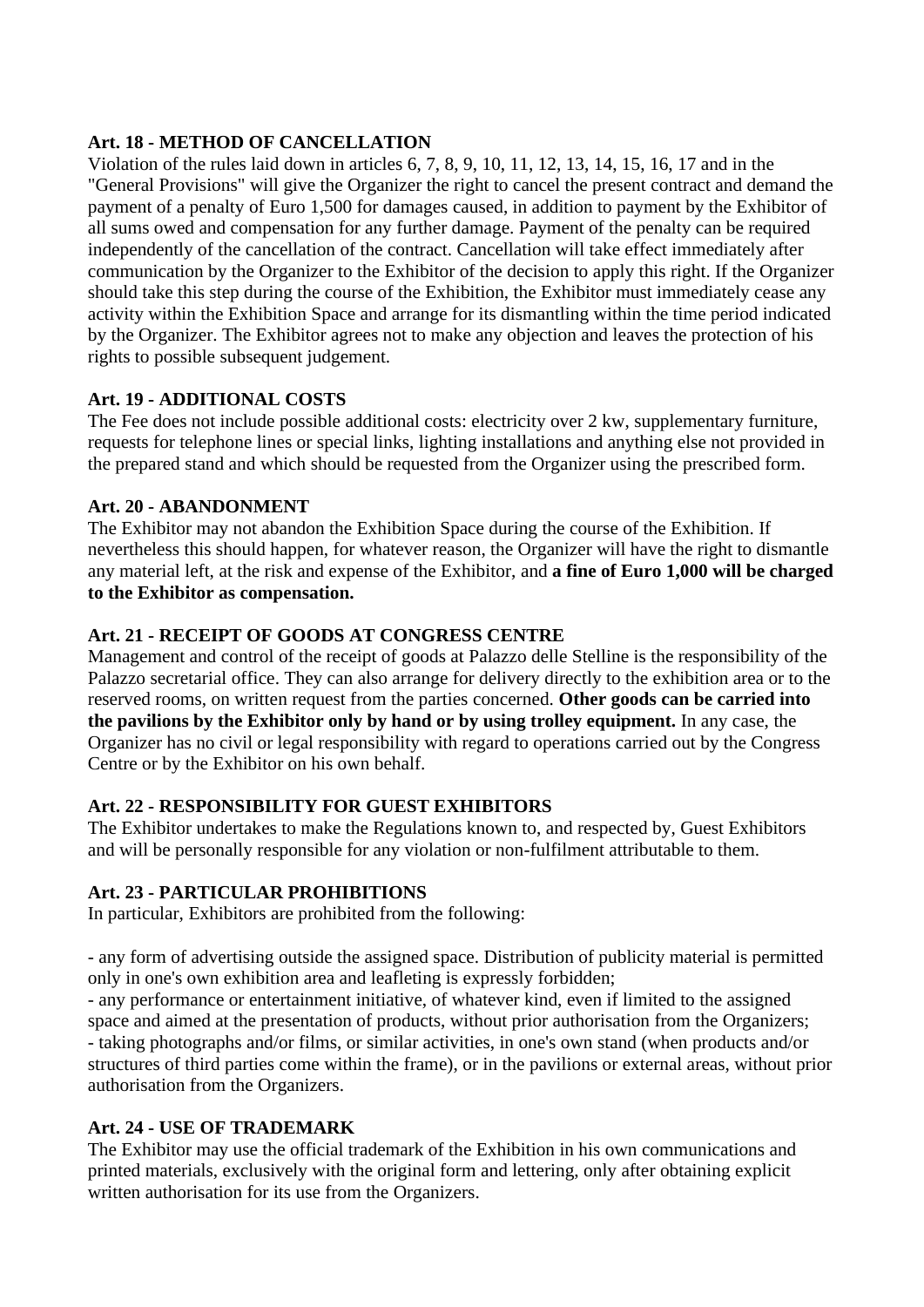**Art. 18 - METHOD OF CANCELLATION**

Violation of the rules laid down in articles 6, 7, 8, 9, 10, 11, 12, 13, 14, 15, 16, 17 and in the "General Provisions" will give the Organizer the right to cancel the present contract and demand the payment of a penalty of Euro 1,500 for damages caused, in addition to payment by the Exhibitor of all sums owed and compensation for any further damage. Payment of the penalty can be required independently of the cancellation of the contract. Cancellation will take effect immediately after communication by the Organizer to the Exhibitor of the decision to apply this right. If the Organizer should take this step during the course of the Exhibition, the Exhibitor must immediately cease any activity within the Exhibition Space and arrange for its dismantling within the time period indicated by the Organizer. The Exhibitor agrees not to make any objection and leaves the protection of his rights to possible subsequent judgement.

**Art. 19 - ADDITIONAL COSTS**

The Fee does not include possible additional costs: electricity over 2 kw, supplementary furniture, requests for telephone lines or special links, lighting installations and anything else not provided in the prepared stand and which should be requested from the Organizer using the prescribed form.

**Art. 20 - ABANDONMENT**

The Exhibitor may not abandon the Exhibition Space during the course of the Exhibition. If nevertheless this should happen, for whatever reason, the Organizer will have the right to dismantle any material left, at the risk and expense of the Exhibitor, and **a fine of Euro 1,000 will be charged to the Exhibitor as compensation.**

**Art. 21 - RECEIPT OF GOODS AT CONGRESS CENTRE**

Management and control of the receipt of goods at Palazzo delle Stelline is the responsibility of the Palazzo secretarial office. They can also arrange for delivery directly to the exhibition area or to the reserved rooms, on written request from the parties concerned. **Other goods can be carried into the pavilions by the Exhibitor only by hand or by using trolley equipment.** In any case, the Organizer has no civil or legal responsibility with regard to operations carried out by the Congress Centre or by the Exhibitor on his own behalf.

**Art. 22 - RESPONSIBILITY FOR GUEST EXHIBITORS**

The Exhibitor undertakes to make the Regulations known to, and respected by, Guest Exhibitors and will be personally responsible for any violation or non-fulfilment attributable to them.

**Art. 23 - PARTICULAR PROHIBITIONS**

In particular, Exhibitors are prohibited from the following:

- any form of advertising outside the assigned space. Distribution of publicity material is permitted only in one's own exhibition area and leafleting is expressly forbidden;
- any performance or entertainment initiative, of whatever kind, even if limited to the assigned space and aimed at the presentation of products, without prior authorisation from the Organizers;
- taking photographs and/or films, or similar activities, in one's own stand (when products and/or structures of third parties come within the frame), or in the pavilions or external areas, without prior authorisation from the Organizers.

**Art. 24 - USE OF TRADEMARK**

The Exhibitor may use the official trademark of the Exhibition in his own communications and printed materials, exclusively with the original form and lettering, only after obtaining explicit written authorisation for its use from the Organizers.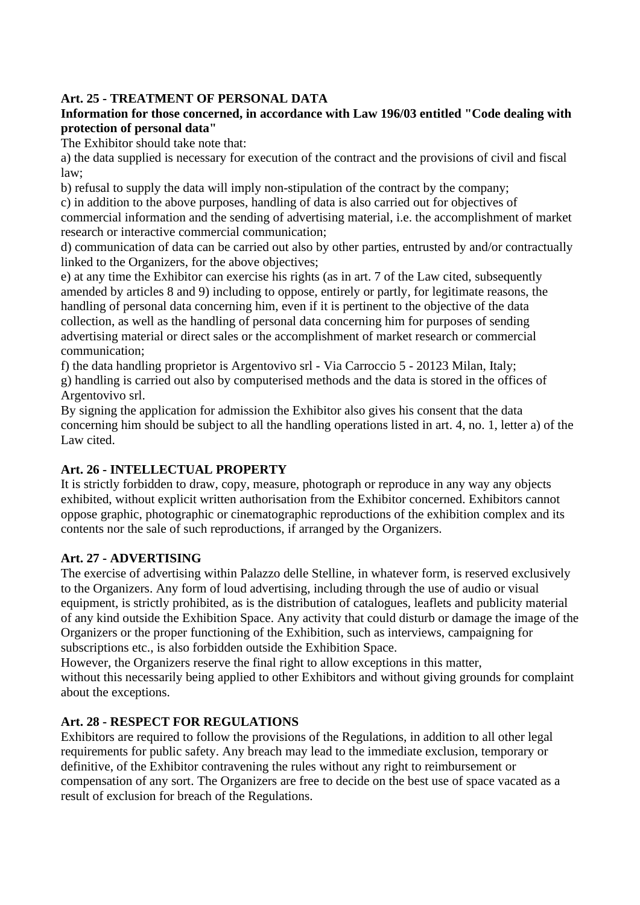**Art. 25 - TREATMENT OF PERSONAL DATA**

**Information for those concerned, in accordance with Law 196/03 entitled "Code dealing with protection of personal data"**

The Exhibitor should take note that:

a) the data supplied is necessary for execution of the contract and the provisions of civil and fiscal law;

b) refusal to supply the data will imply non-stipulation of the contract by the company;

c) in addition to the above purposes, handling of data is also carried out for objectives of commercial information and the sending of advertising material, i.e. the accomplishment of market research or interactive commercial communication;

d) communication of data can be carried out also by other parties, entrusted by and/or contractually linked to the Organizers, for the above objectives;

e) at any time the Exhibitor can exercise his rights (as in art. 7 of the Law cited, subsequently amended by articles 8 and 9) including to oppose, entirely or partly, for legitimate reasons, the handling of personal data concerning him, even if it is pertinent to the objective of the data collection, as well as the handling of personal data concerning him for purposes of sending advertising material or direct sales or the accomplishment of market research or commercial communication;

f) the data handling proprietor is Argentovivo srl - Via Carroccio 5 - 20123 Milan, Italy;

g) handling is carried out also by computerised methods and the data is stored in the offices of Argentovivo srl.

By signing the application for admission the Exhibitor also gives his consent that the data concerning him should be subject to all the handling operations listed in art. 4, no. 1, letter a) of the Law cited.

**Art. 26 - INTELLECTUAL PROPERTY**

It is strictly forbidden to draw, copy, measure, photograph or reproduce in any way any objects exhibited, without explicit written authorisation from the Exhibitor concerned. Exhibitors cannot oppose graphic, photographic or cinematographic reproductions of the exhibition complex and its contents nor the sale of such reproductions, if arranged by the Organizers.

**Art. 27 - ADVERTISING**

The exercise of advertising within Palazzo delle Stelline, in whatever form, is reserved exclusively to the Organizers. Any form of loud advertising, including through the use of audio or visual equipment, is strictly prohibited, as is the distribution of catalogues, leaflets and publicity material of any kind outside the Exhibition Space. Any activity that could disturb or damage the image of the Organizers or the proper functioning of the Exhibition, such as interviews, campaigning for subscriptions etc., is also forbidden outside the Exhibition Space.

However, the Organizers reserve the final right to allow exceptions in this matter, without this necessarily being applied to other Exhibitors and without giving grounds for complaint about the exceptions.

**Art. 28 - RESPECT FOR REGULATIONS**

Exhibitors are required to follow the provisions of the Regulations, in addition to all other legal requirements for public safety. Any breach may lead to the immediate exclusion, temporary or definitive, of the Exhibitor contravening the rules without any right to reimbursement or compensation of any sort. The Organizers are free to decide on the best use of space vacated as a result of exclusion for breach of the Regulations.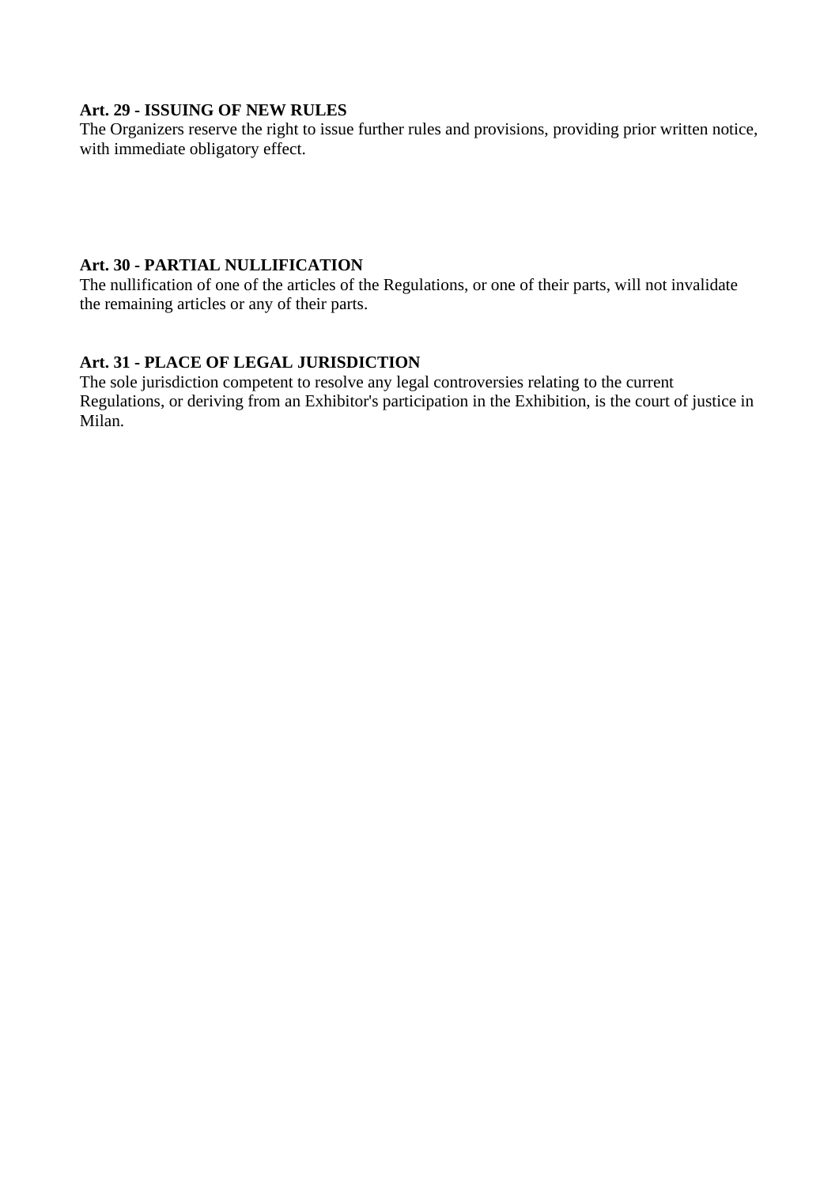**Art. 29 - ISSUING OF NEW RULES**
The Organizers reserve the right to issue further rules and provisions, providing prior written notice, with immediate obligatory effect.

**Art. 30 - PARTIAL NULLIFICATION**
The nullification of one of the articles of the Regulations, or one of their parts, will not invalidate the remaining articles or any of their parts.

**Art. 31 - PLACE OF LEGAL JURISDICTION**
The sole jurisdiction competent to resolve any legal controversies relating to the current Regulations, or deriving from an Exhibitor's participation in the Exhibition, is the court of justice in Milan.